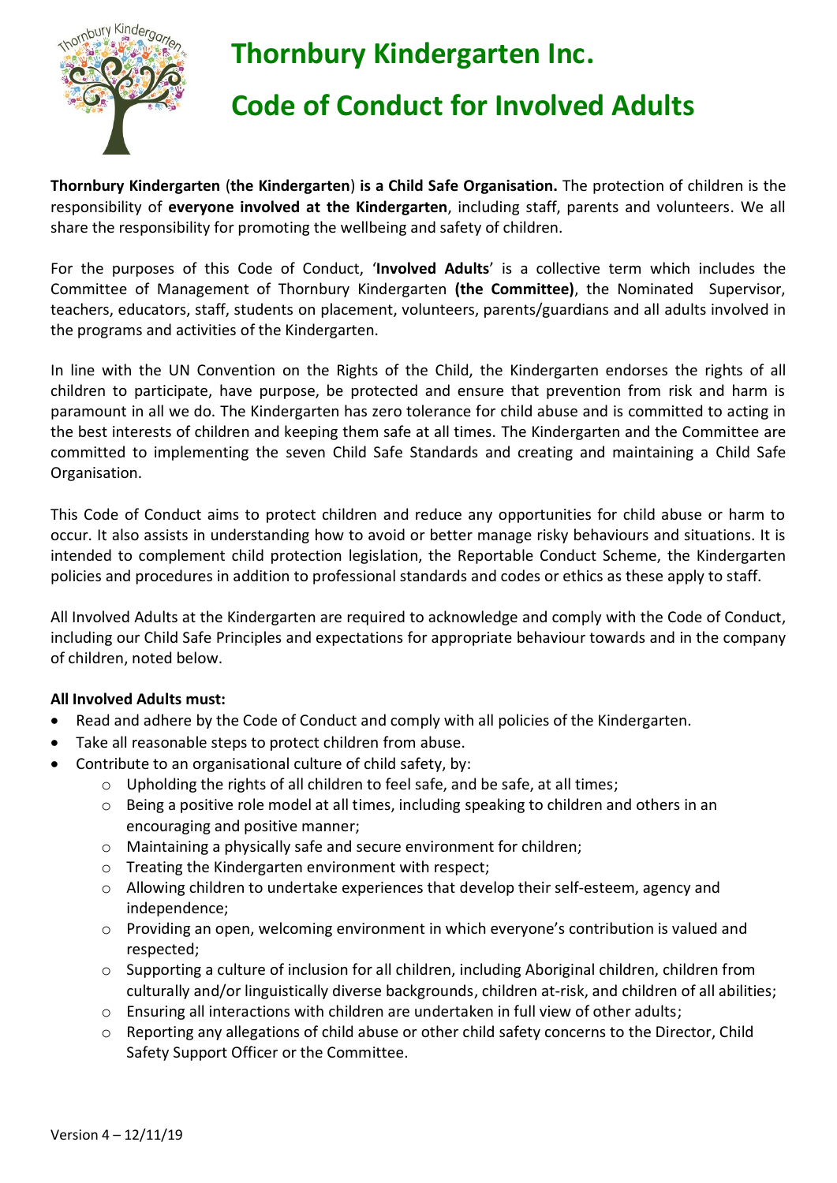# Thornbury Kindergarten Inc.

# Code of Conduct for Involved Adults

**Thornbury Kindergarten** (**the Kindergarten**) **is a Child Safe Organisation.** The protection of children is the responsibility of **everyone involved at the Kindergarten**, including staff, parents and volunteers. We all share the responsibility for promoting the wellbeing and safety of children.

For the purposes of this Code of Conduct, '**Involved Adults**' is a collective term which includes the Committee of Management of Thornbury Kindergarten **(the Committee)**, the Nominated Supervisor, teachers, educators, staff, students on placement, volunteers, parents/guardians and all adults involved in the programs and activities of the Kindergarten.

In line with the UN Convention on the Rights of the Child, the Kindergarten endorses the rights of all children to participate, have purpose, be protected and ensure that prevention from risk and harm is paramount in all we do. The Kindergarten has zero tolerance for child abuse and is committed to acting in the best interests of children and keeping them safe at all times. The Kindergarten and the Committee are committed to implementing the seven Child Safe Standards and creating and maintaining a Child Safe Organisation.

This Code of Conduct aims to protect children and reduce any opportunities for child abuse or harm to occur. It also assists in understanding how to avoid or better manage risky behaviours and situations. It is intended to complement child protection legislation, the Reportable Conduct Scheme, the Kindergarten policies and procedures in addition to professional standards and codes or ethics as these apply to staff.

All Involved Adults at the Kindergarten are required to acknowledge and comply with the Code of Conduct, including our Child Safe Principles and expectations for appropriate behaviour towards and in the company of children, noted below.

**All Involved Adults must:**

- Read and adhere by the Code of Conduct and comply with all policies of the Kindergarten.
- Take all reasonable steps to protect children from abuse.
- Contribute to an organisational culture of child safety, by:
  - Upholding the rights of all children to feel safe, and be safe, at all times;
  - Being a positive role model at all times, including speaking to children and others in an encouraging and positive manner;
  - Maintaining a physically safe and secure environment for children;
  - Treating the Kindergarten environment with respect;
  - Allowing children to undertake experiences that develop their self-esteem, agency and independence;
  - Providing an open, welcoming environment in which everyone's contribution is valued and respected;
  - Supporting a culture of inclusion for all children, including Aboriginal children, children from culturally and/or linguistically diverse backgrounds, children at-risk, and children of all abilities;
  - Ensuring all interactions with children are undertaken in full view of other adults;
  - Reporting any allegations of child abuse or other child safety concerns to the Director, Child Safety Support Officer or the Committee.

Version 4 – 12/11/19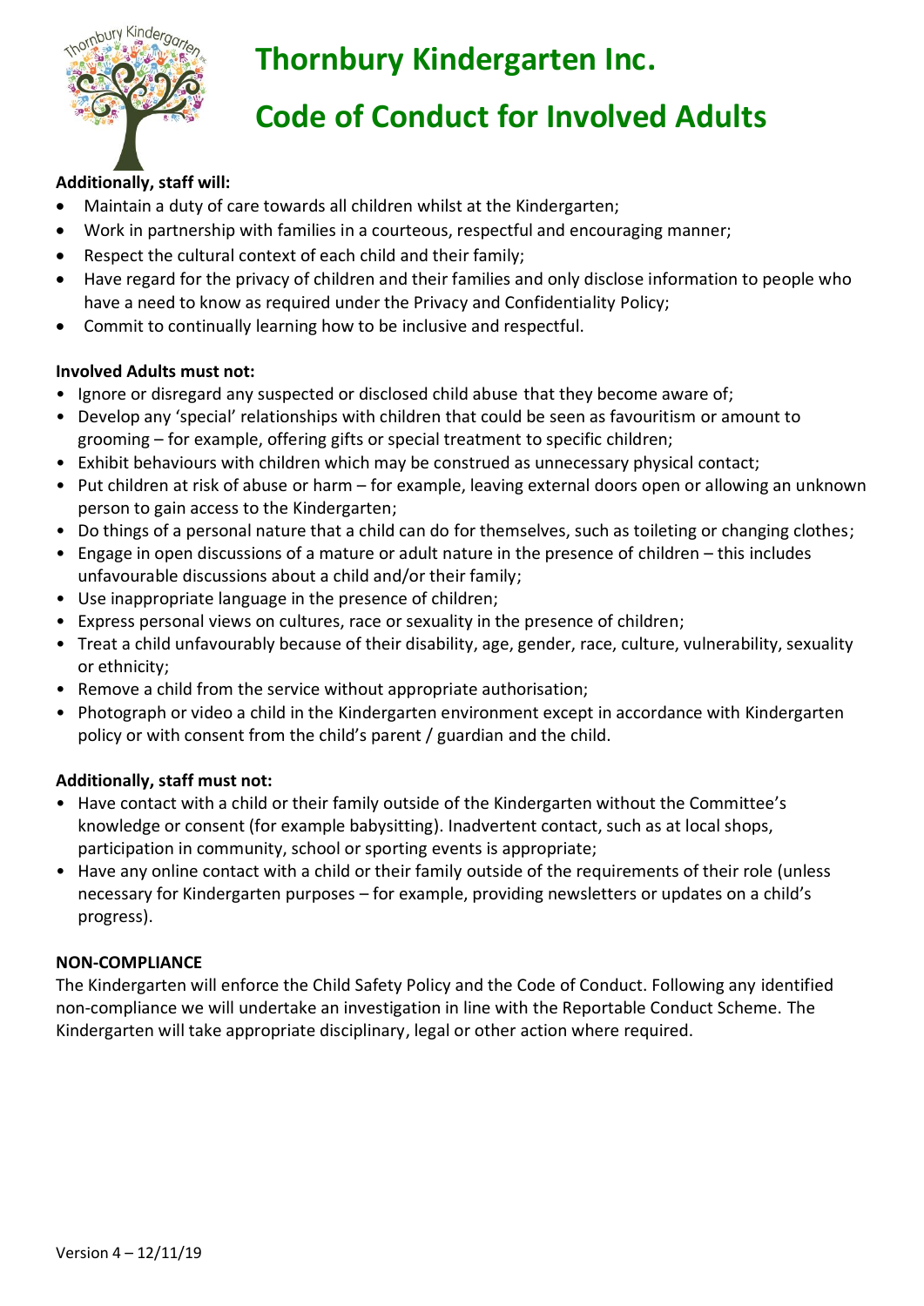# Thornbury Kindergarten Inc.

# Code of Conduct for Involved Adults

**Additionally, staff will:**

- Maintain a duty of care towards all children whilst at the Kindergarten;
- Work in partnership with families in a courteous, respectful and encouraging manner;
- Respect the cultural context of each child and their family;
- Have regard for the privacy of children and their families and only disclose information to people who have a need to know as required under the Privacy and Confidentiality Policy;
- Commit to continually learning how to be inclusive and respectful.

**Involved Adults must not:**

- Ignore or disregard any suspected or disclosed child abuse that they become aware of;
- Develop any 'special' relationships with children that could be seen as favouritism or amount to grooming – for example, offering gifts or special treatment to specific children;
- Exhibit behaviours with children which may be construed as unnecessary physical contact;
- Put children at risk of abuse or harm – for example, leaving external doors open or allowing an unknown person to gain access to the Kindergarten;
- Do things of a personal nature that a child can do for themselves, such as toileting or changing clothes;
- Engage in open discussions of a mature or adult nature in the presence of children – this includes unfavourable discussions about a child and/or their family;
- Use inappropriate language in the presence of children;
- Express personal views on cultures, race or sexuality in the presence of children;
- Treat a child unfavourably because of their disability, age, gender, race, culture, vulnerability, sexuality or ethnicity;
- Remove a child from the service without appropriate authorisation;
- Photograph or video a child in the Kindergarten environment except in accordance with Kindergarten policy or with consent from the child's parent / guardian and the child.

**Additionally, staff must not:**

- Have contact with a child or their family outside of the Kindergarten without the Committee's knowledge or consent (for example babysitting). Inadvertent contact, such as at local shops, participation in community, school or sporting events is appropriate;
- Have any online contact with a child or their family outside of the requirements of their role (unless necessary for Kindergarten purposes – for example, providing newsletters or updates on a child's progress).

**NON-COMPLIANCE**

The Kindergarten will enforce the Child Safety Policy and the Code of Conduct. Following any identified non-compliance we will undertake an investigation in line with the Reportable Conduct Scheme. The Kindergarten will take appropriate disciplinary, legal or other action where required.

Version 4 – 12/11/19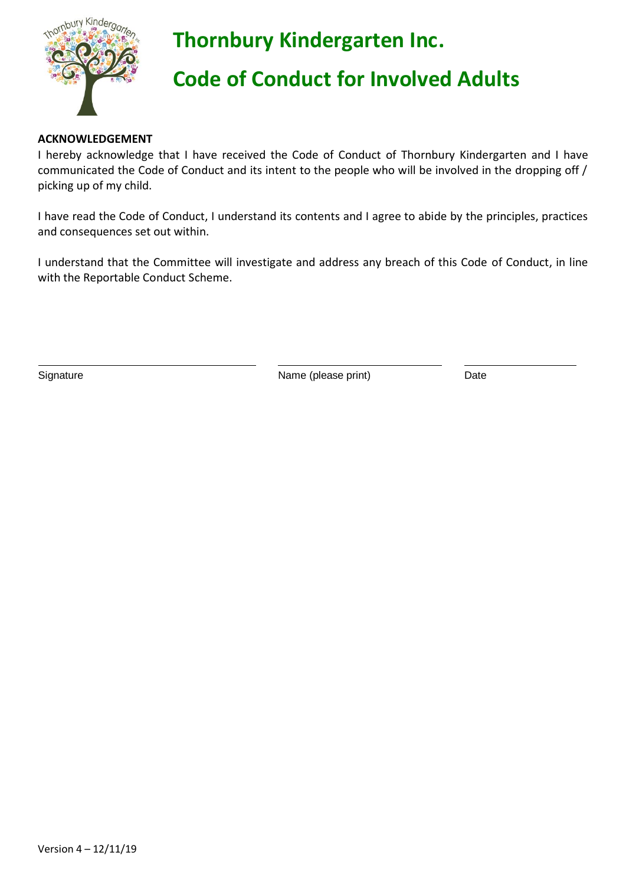# Thornbury Kindergarten Inc.

# Code of Conduct for Involved Adults

**ACKNOWLEDGEMENT**

I hereby acknowledge that I have received the Code of Conduct of Thornbury Kindergarten and I have communicated the Code of Conduct and its intent to the people who will be involved in the dropping off / picking up of my child.

I have read the Code of Conduct, I understand its contents and I agree to abide by the principles, practices and consequences set out within.

I understand that the Committee will investigate and address any breach of this Code of Conduct, in line with the Reportable Conduct Scheme.

| Signature | Name (please print) | Date |
|---|---|---|

Version 4 – 12/11/19